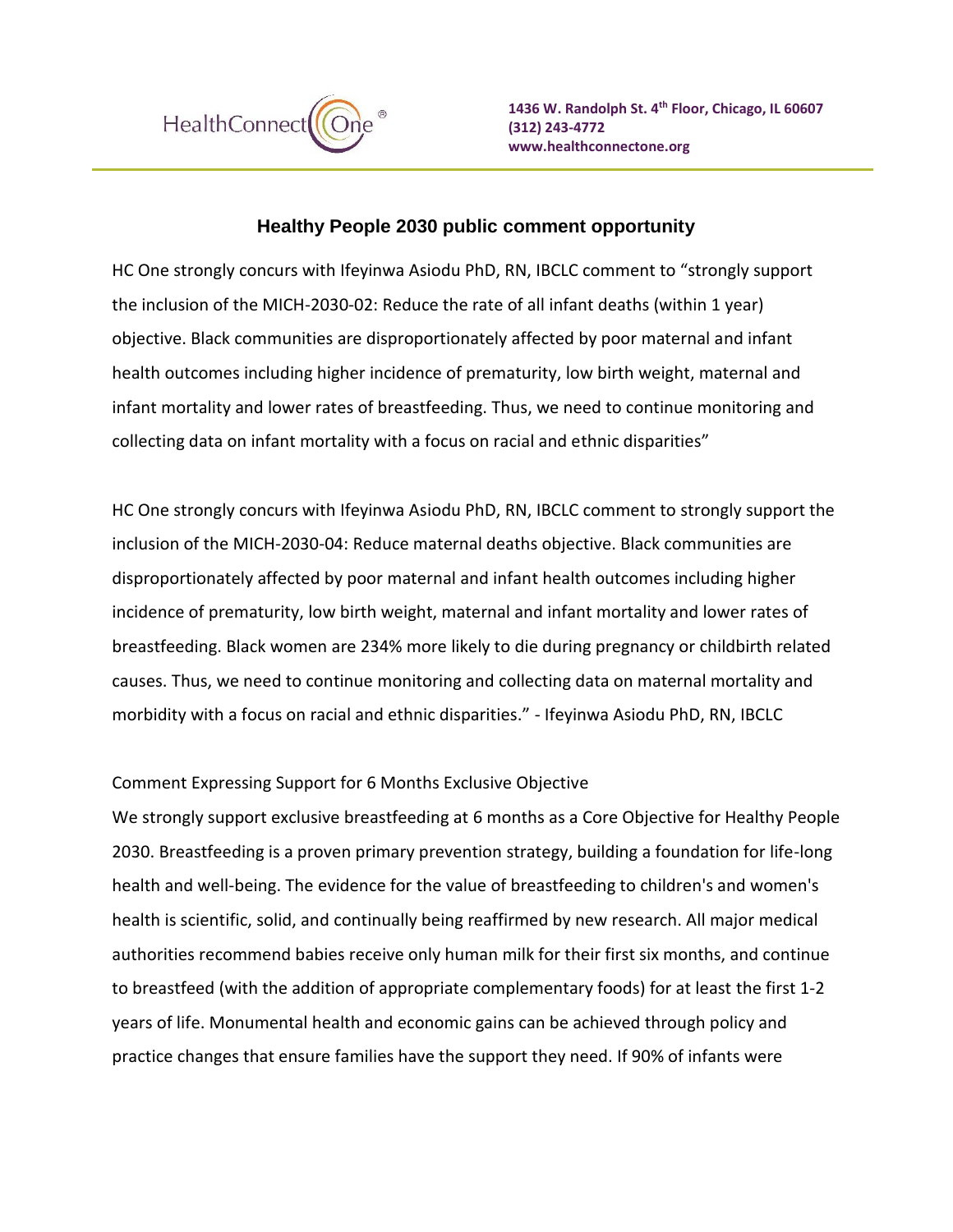HealthConnect One®

**1436 W. Randolph St. 4th Floor, Chicago, IL 60607**
**(312) 243-4772**
**www.healthconnectone.org**

## Healthy People 2030 public comment opportunity

HC One strongly concurs with Ifeyinwa Asiodu PhD, RN, IBCLC comment to "strongly support the inclusion of the MICH-2030-02: Reduce the rate of all infant deaths (within 1 year) objective. Black communities are disproportionately affected by poor maternal and infant health outcomes including higher incidence of prematurity, low birth weight, maternal and infant mortality and lower rates of breastfeeding. Thus, we need to continue monitoring and collecting data on infant mortality with a focus on racial and ethnic disparities"

HC One strongly concurs with Ifeyinwa Asiodu PhD, RN, IBCLC comment to strongly support the inclusion of the MICH-2030-04: Reduce maternal deaths objective. Black communities are disproportionately affected by poor maternal and infant health outcomes including higher incidence of prematurity, low birth weight, maternal and infant mortality and lower rates of breastfeeding. Black women are 234% more likely to die during pregnancy or childbirth related causes. Thus, we need to continue monitoring and collecting data on maternal mortality and morbidity with a focus on racial and ethnic disparities." - Ifeyinwa Asiodu PhD, RN, IBCLC

Comment Expressing Support for 6 Months Exclusive Objective

We strongly support exclusive breastfeeding at 6 months as a Core Objective for Healthy People 2030. Breastfeeding is a proven primary prevention strategy, building a foundation for life-long health and well-being. The evidence for the value of breastfeeding to children's and women's health is scientific, solid, and continually being reaffirmed by new research. All major medical authorities recommend babies receive only human milk for their first six months, and continue to breastfeed (with the addition of appropriate complementary foods) for at least the first 1-2 years of life. Monumental health and economic gains can be achieved through policy and practice changes that ensure families have the support they need. If 90% of infants were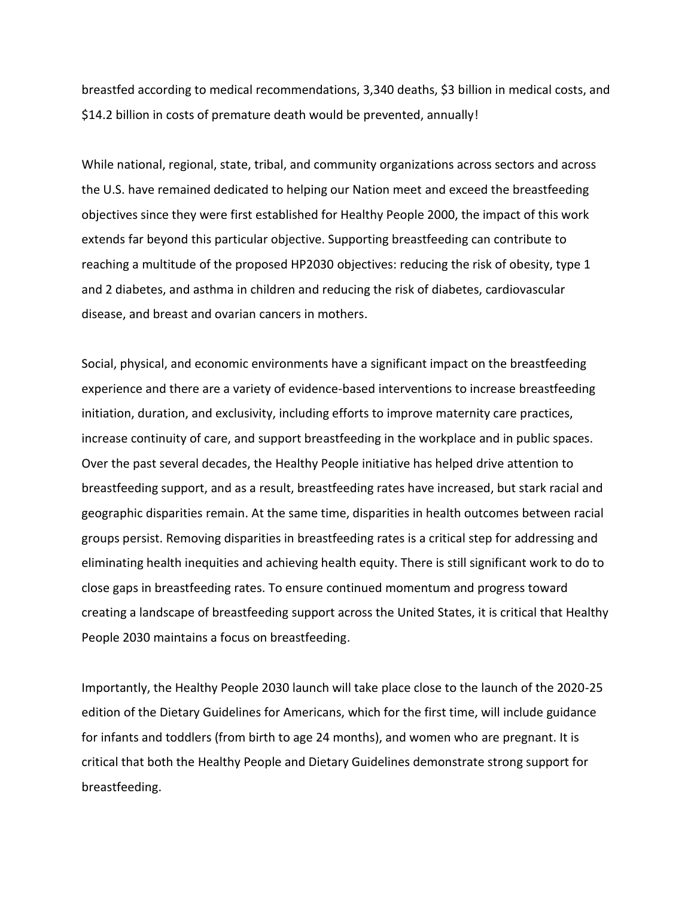breastfed according to medical recommendations, 3,340 deaths, $3 billion in medical costs, and $14.2 billion in costs of premature death would be prevented, annually!

While national, regional, state, tribal, and community organizations across sectors and across the U.S. have remained dedicated to helping our Nation meet and exceed the breastfeeding objectives since they were first established for Healthy People 2000, the impact of this work extends far beyond this particular objective. Supporting breastfeeding can contribute to reaching a multitude of the proposed HP2030 objectives: reducing the risk of obesity, type 1 and 2 diabetes, and asthma in children and reducing the risk of diabetes, cardiovascular disease, and breast and ovarian cancers in mothers.

Social, physical, and economic environments have a significant impact on the breastfeeding experience and there are a variety of evidence-based interventions to increase breastfeeding initiation, duration, and exclusivity, including efforts to improve maternity care practices, increase continuity of care, and support breastfeeding in the workplace and in public spaces. Over the past several decades, the Healthy People initiative has helped drive attention to breastfeeding support, and as a result, breastfeeding rates have increased, but stark racial and geographic disparities remain. At the same time, disparities in health outcomes between racial groups persist. Removing disparities in breastfeeding rates is a critical step for addressing and eliminating health inequities and achieving health equity. There is still significant work to do to close gaps in breastfeeding rates. To ensure continued momentum and progress toward creating a landscape of breastfeeding support across the United States, it is critical that Healthy People 2030 maintains a focus on breastfeeding.

Importantly, the Healthy People 2030 launch will take place close to the launch of the 2020-25 edition of the Dietary Guidelines for Americans, which for the first time, will include guidance for infants and toddlers (from birth to age 24 months), and women who are pregnant. It is critical that both the Healthy People and Dietary Guidelines demonstrate strong support for breastfeeding.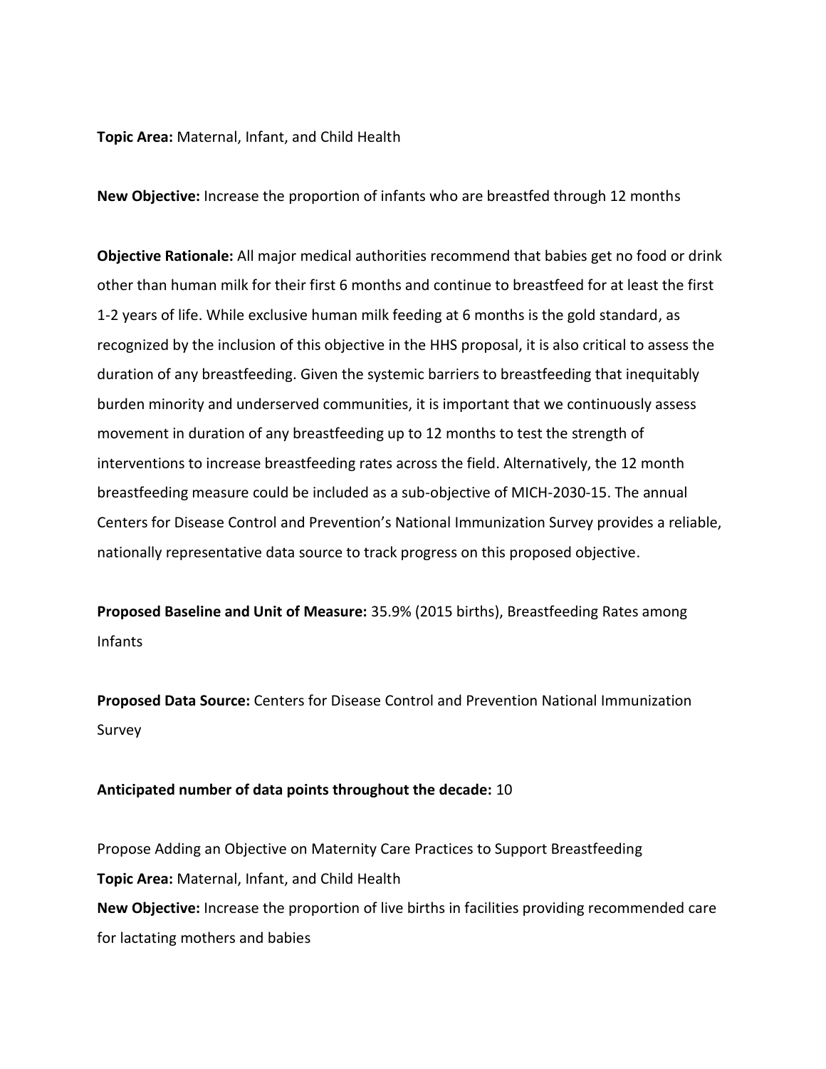**Topic Area:** Maternal, Infant, and Child Health

**New Objective:** Increase the proportion of infants who are breastfed through 12 months

**Objective Rationale:** All major medical authorities recommend that babies get no food or drink other than human milk for their first 6 months and continue to breastfeed for at least the first 1-2 years of life. While exclusive human milk feeding at 6 months is the gold standard, as recognized by the inclusion of this objective in the HHS proposal, it is also critical to assess the duration of any breastfeeding. Given the systemic barriers to breastfeeding that inequitably burden minority and underserved communities, it is important that we continuously assess movement in duration of any breastfeeding up to 12 months to test the strength of interventions to increase breastfeeding rates across the field. Alternatively, the 12 month breastfeeding measure could be included as a sub-objective of MICH-2030-15. The annual Centers for Disease Control and Prevention's National Immunization Survey provides a reliable, nationally representative data source to track progress on this proposed objective.

**Proposed Baseline and Unit of Measure:** 35.9% (2015 births), Breastfeeding Rates among Infants

**Proposed Data Source:** Centers for Disease Control and Prevention National Immunization Survey

**Anticipated number of data points throughout the decade:** 10

Propose Adding an Objective on Maternity Care Practices to Support Breastfeeding

**Topic Area:** Maternal, Infant, and Child Health

**New Objective:** Increase the proportion of live births in facilities providing recommended care for lactating mothers and babies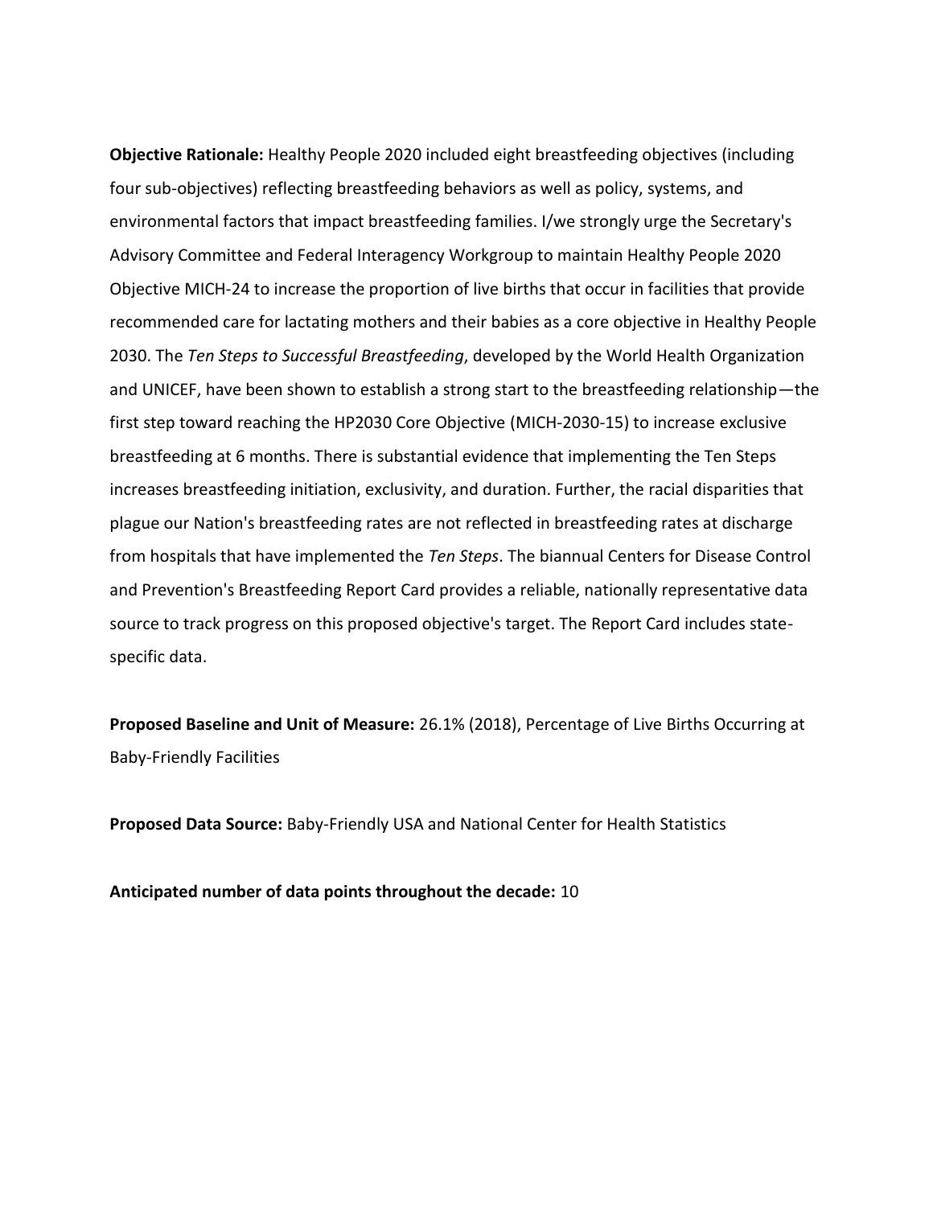**Objective Rationale:** Healthy People 2020 included eight breastfeeding objectives (including four sub-objectives) reflecting breastfeeding behaviors as well as policy, systems, and environmental factors that impact breastfeeding families. I/we strongly urge the Secretary's Advisory Committee and Federal Interagency Workgroup to maintain Healthy People 2020 Objective MICH-24 to increase the proportion of live births that occur in facilities that provide recommended care for lactating mothers and their babies as a core objective in Healthy People 2030. The *Ten Steps to Successful Breastfeeding*, developed by the World Health Organization and UNICEF, have been shown to establish a strong start to the breastfeeding relationship—the first step toward reaching the HP2030 Core Objective (MICH-2030-15) to increase exclusive breastfeeding at 6 months. There is substantial evidence that implementing the Ten Steps increases breastfeeding initiation, exclusivity, and duration. Further, the racial disparities that plague our Nation's breastfeeding rates are not reflected in breastfeeding rates at discharge from hospitals that have implemented the *Ten Steps*. The biannual Centers for Disease Control and Prevention's Breastfeeding Report Card provides a reliable, nationally representative data source to track progress on this proposed objective's target. The Report Card includes state-specific data.

**Proposed Baseline and Unit of Measure:** 26.1% (2018), Percentage of Live Births Occurring at Baby-Friendly Facilities

**Proposed Data Source:** Baby-Friendly USA and National Center for Health Statistics

**Anticipated number of data points throughout the decade:** 10